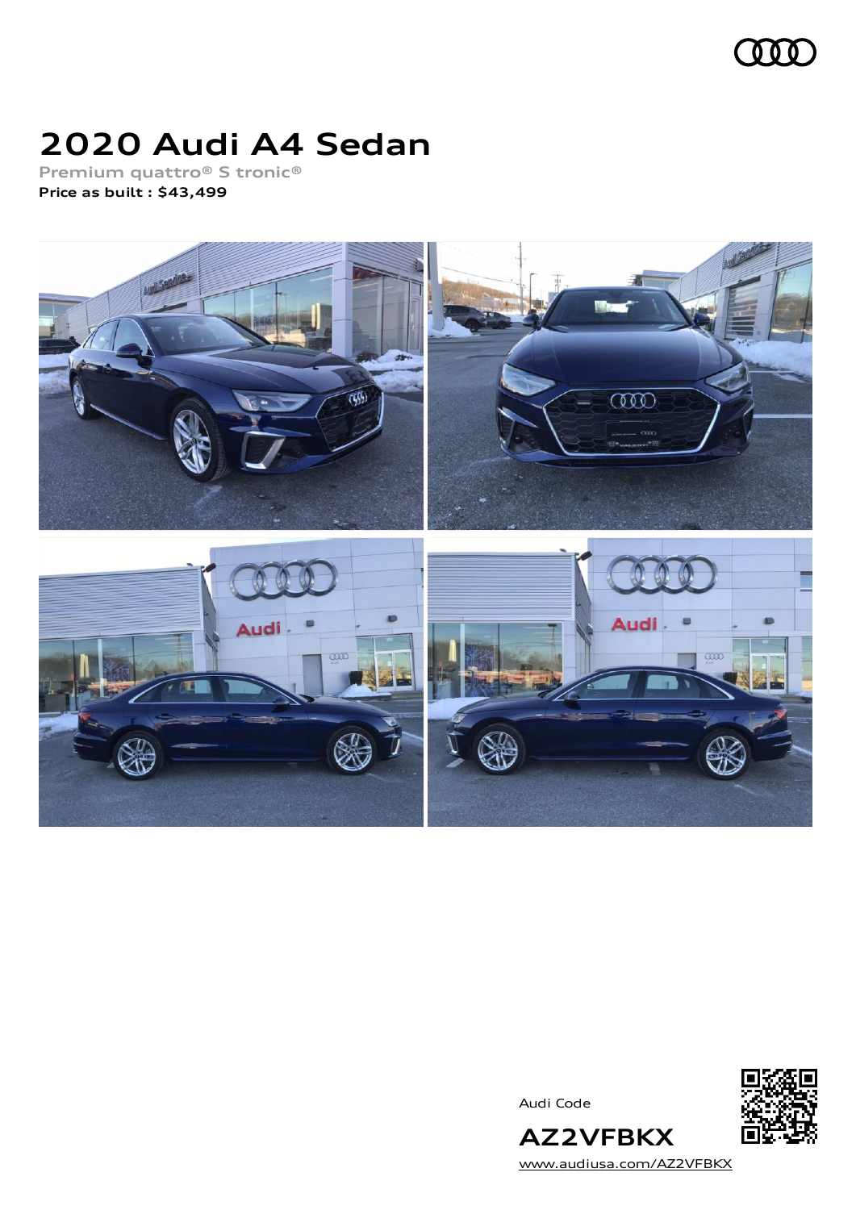# 2020 Audi A4 Sedan

**Premium quattro® S tronic®**

**Price as built : $43,499**

Audi Code

**AZ2VFBKX**

www.audiusa.com/AZ2VFBKX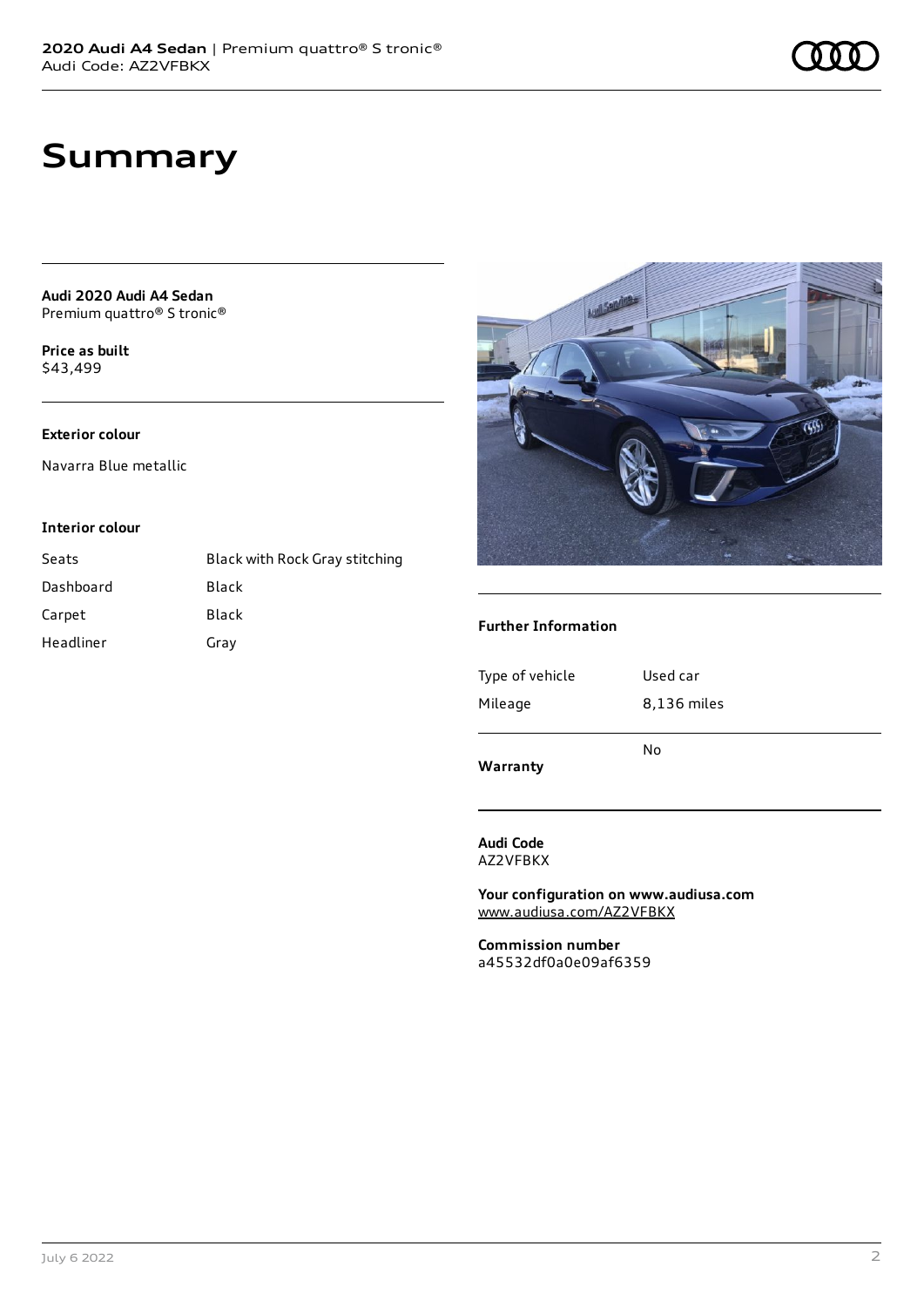# Summary

**Audi 2020 Audi A4 Sedan**
Premium quattro® S tronic®

**Price as built**
$43,499

**Exterior colour**

Navarra Blue metallic

**Interior colour**

| | |
|---|---|
| Seats | Black with Rock Gray stitching |
| Dashboard | Black |
| Carpet | Black |
| Headliner | Gray |

**Further Information**

| | |
|---|---|
| Type of vehicle | Used car |
| Mileage | 8,136 miles |
| **Warranty** | No |

**Audi Code**
AZ2VFBKX

**Your configuration on www.audiusa.com**
www.audiusa.com/AZ2VFBKX

**Commission number**
a45532df0a0e09af6359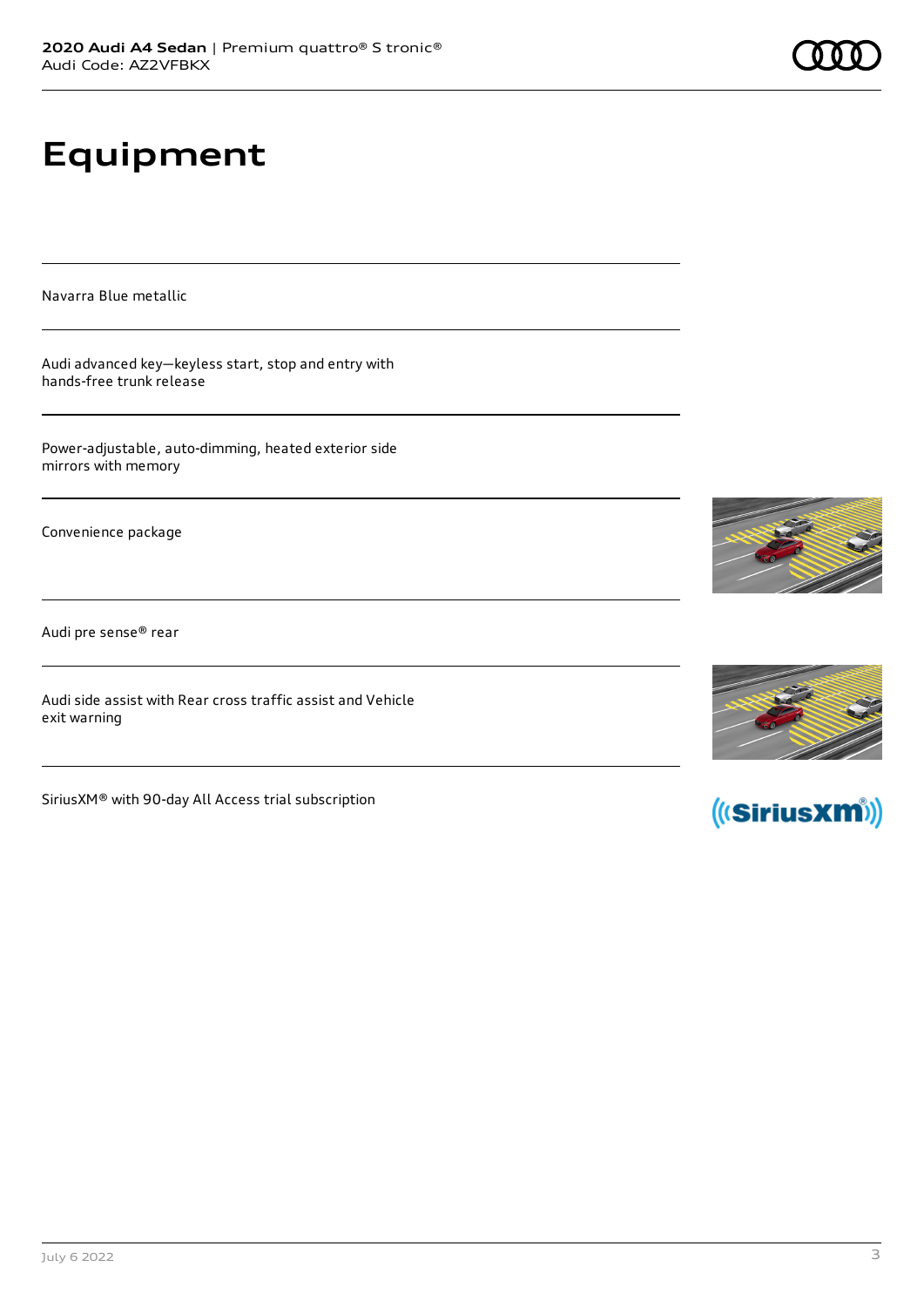# Equipment

Navarra Blue metallic

Audi advanced key—keyless start, stop and entry with hands-free trunk release

Power-adjustable, auto-dimming, heated exterior side mirrors with memory

Convenience package

Audi pre sense® rear

Audi side assist with Rear cross traffic assist and Vehicle exit warning

SiriusXM® with 90-day All Access trial subscription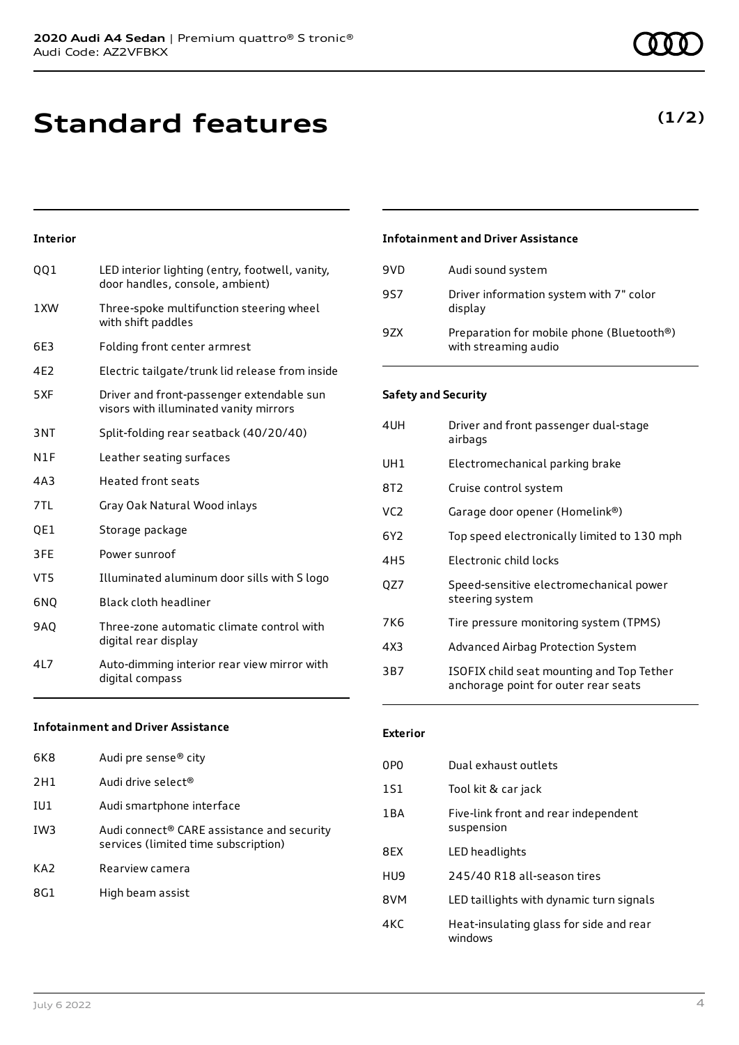**2020 Audi A4 Sedan** | Premium quattro® S tronic®
Audi Code: AZ2VFBKX

# Standard features

**(1/2)**

### Interior

| | |
|---|---|
| QQ1 | LED interior lighting (entry, footwell, vanity, door handles, console, ambient) |
| 1XW | Three-spoke multifunction steering wheel with shift paddles |
| 6E3 | Folding front center armrest |
| 4E2 | Electric tailgate/trunk lid release from inside |
| 5XF | Driver and front-passenger extendable sun visors with illuminated vanity mirrors |
| 3NT | Split-folding rear seatback (40/20/40) |
| N1F | Leather seating surfaces |
| 4A3 | Heated front seats |
| 7TL | Gray Oak Natural Wood inlays |
| QE1 | Storage package |
| 3FE | Power sunroof |
| VT5 | Illuminated aluminum door sills with S logo |
| 6NQ | Black cloth headliner |
| 9AQ | Three-zone automatic climate control with digital rear display |
| 4L7 | Auto-dimming interior rear view mirror with digital compass |

### Infotainment and Driver Assistance

| | |
|---|---|
| 6K8 | Audi pre sense® city |
| 2H1 | Audi drive select® |
| IU1 | Audi smartphone interface |
| IW3 | Audi connect® CARE assistance and security services (limited time subscription) |
| KA2 | Rearview camera |
| 8G1 | High beam assist |

### Infotainment and Driver Assistance

| | |
|---|---|
| 9VD | Audi sound system |
| 9S7 | Driver information system with 7" color display |
| 9ZX | Preparation for mobile phone (Bluetooth®) with streaming audio |

### Safety and Security

| | |
|---|---|
| 4UH | Driver and front passenger dual-stage airbags |
| UH1 | Electromechanical parking brake |
| 8T2 | Cruise control system |
| VC2 | Garage door opener (Homelink®) |
| 6Y2 | Top speed electronically limited to 130 mph |
| 4H5 | Electronic child locks |
| QZ7 | Speed-sensitive electromechanical power steering system |
| 7K6 | Tire pressure monitoring system (TPMS) |
| 4X3 | Advanced Airbag Protection System |
| 3B7 | ISOFIX child seat mounting and Top Tether anchorage point for outer rear seats |

### Exterior

| | |
|---|---|
| 0P0 | Dual exhaust outlets |
| 1S1 | Tool kit & car jack |
| 1BA | Five-link front and rear independent suspension |
| 8EX | LED headlights |
| HU9 | 245/40 R18 all-season tires |
| 8VM | LED taillights with dynamic turn signals |
| 4KC | Heat-insulating glass for side and rear windows |

July 6 2022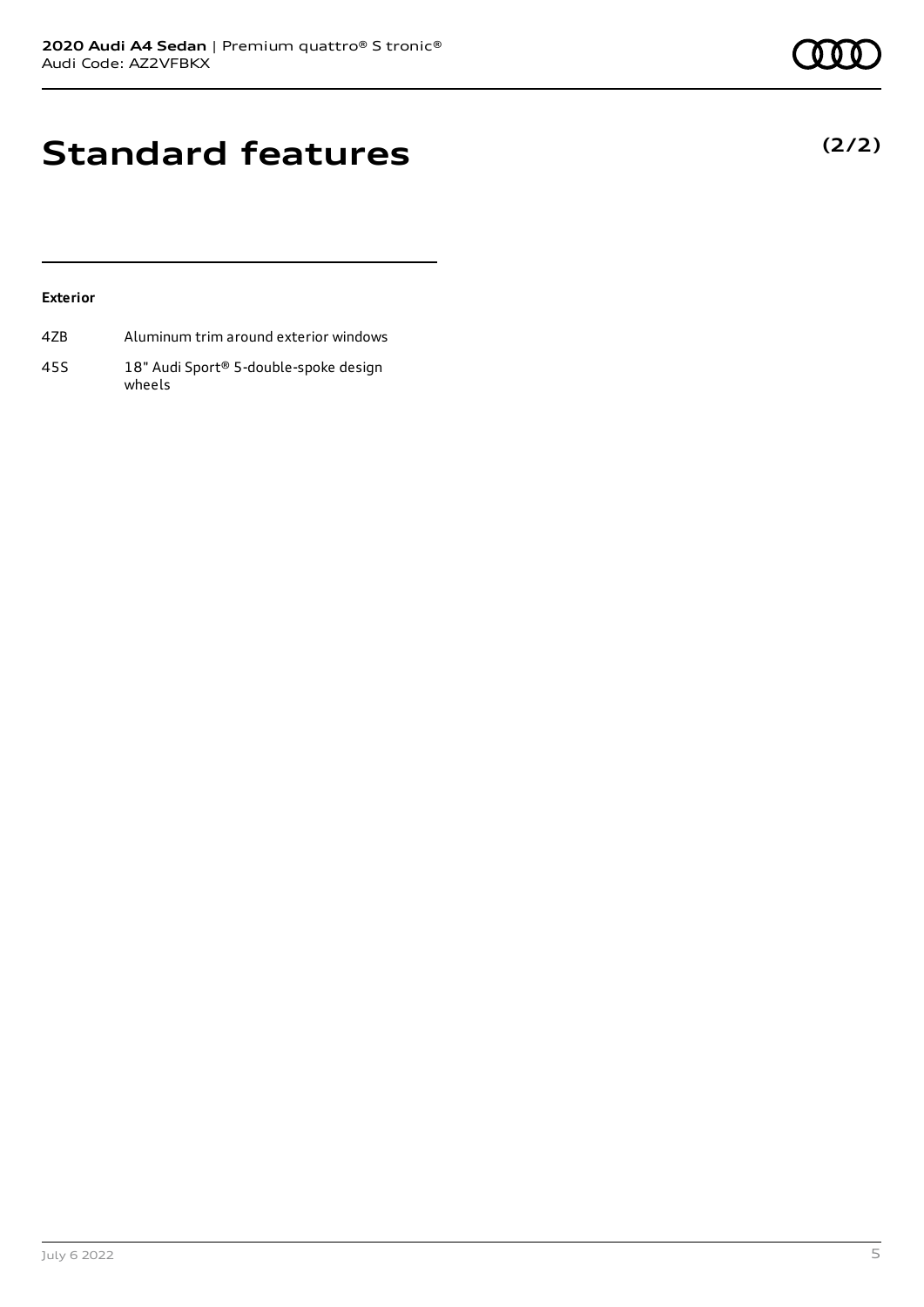# Standard features

**(2/2)**

**Exterior**

| | |
|---|---|
| 4ZB | Aluminum trim around exterior windows |
| 45S | 18" Audi Sport® 5-double-spoke design wheels |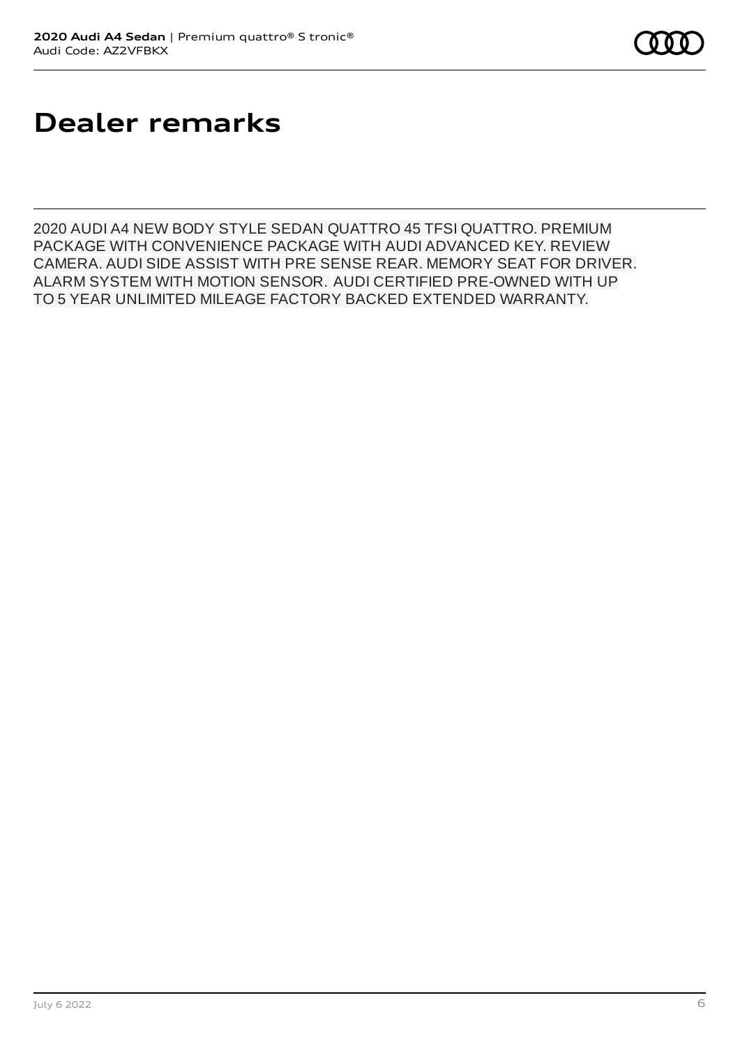# Dealer remarks

2020 AUDI A4 NEW BODY STYLE SEDAN QUATTRO 45 TFSI QUATTRO. PREMIUM PACKAGE WITH CONVENIENCE PACKAGE WITH AUDI ADVANCED KEY. REVIEW CAMERA. AUDI SIDE ASSIST WITH PRE SENSE REAR. MEMORY SEAT FOR DRIVER. ALARM SYSTEM WITH MOTION SENSOR. AUDI CERTIFIED PRE-OWNED WITH UP TO 5 YEAR UNLIMITED MILEAGE FACTORY BACKED EXTENDED WARRANTY.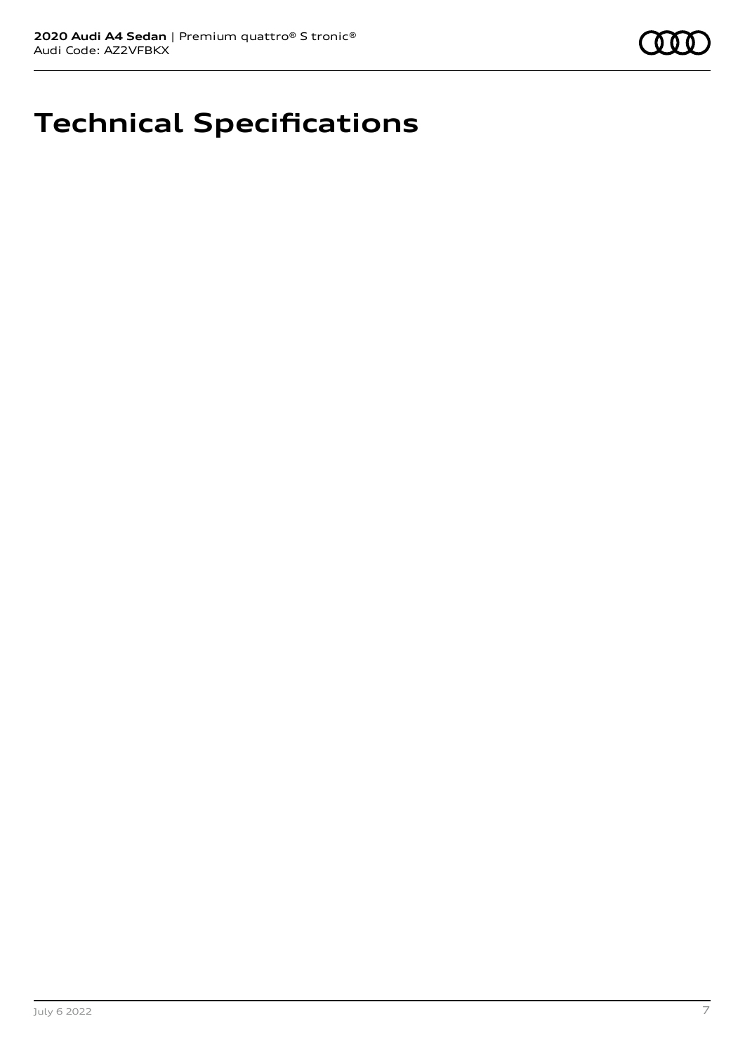# Technical Specifications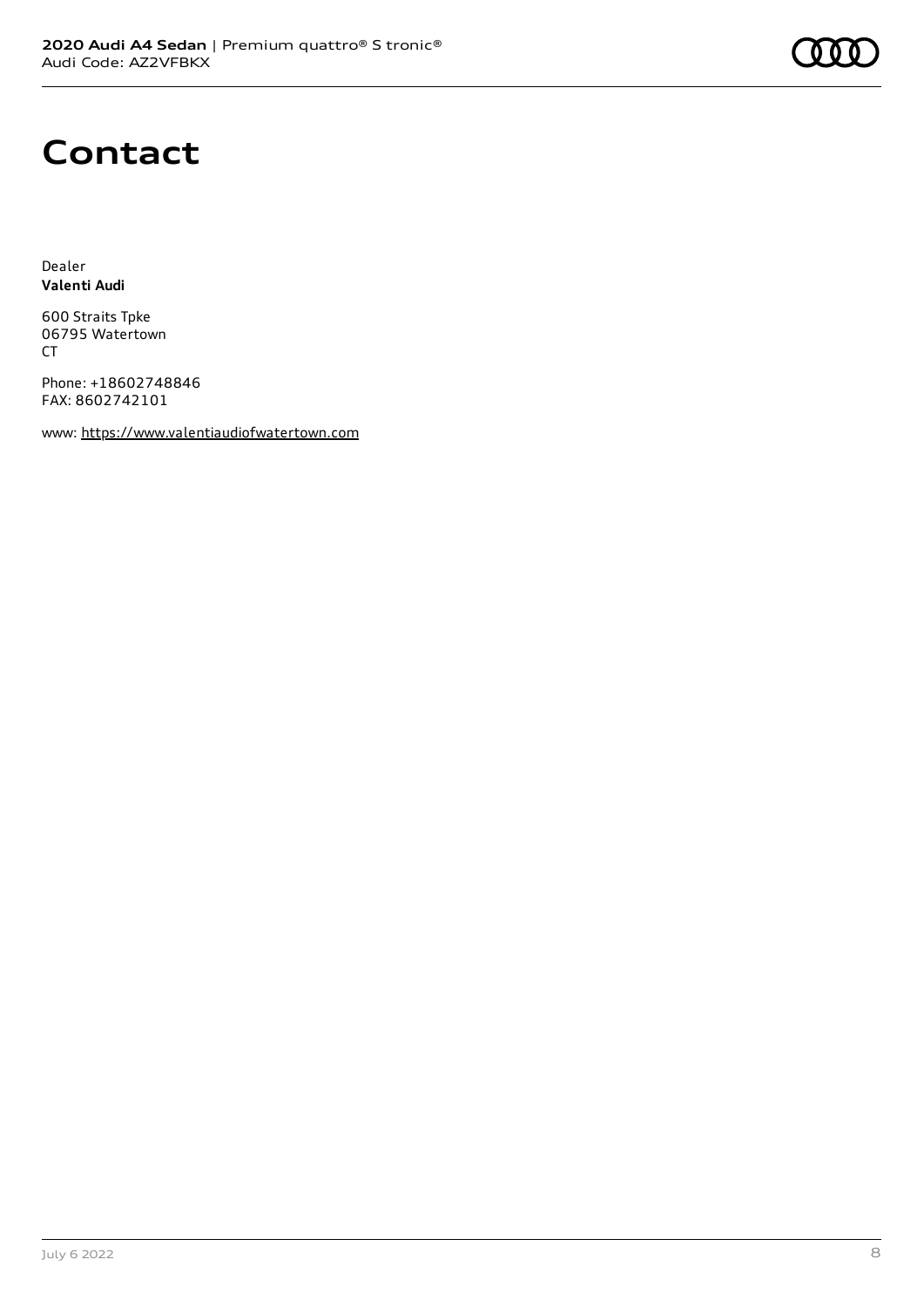# Contact

Dealer
**Valenti Audi**

600 Straits Tpke
06795 Watertown
CT

Phone: +18602748846
FAX: 8602742101

www: https://www.valentiaudiofwatertown.com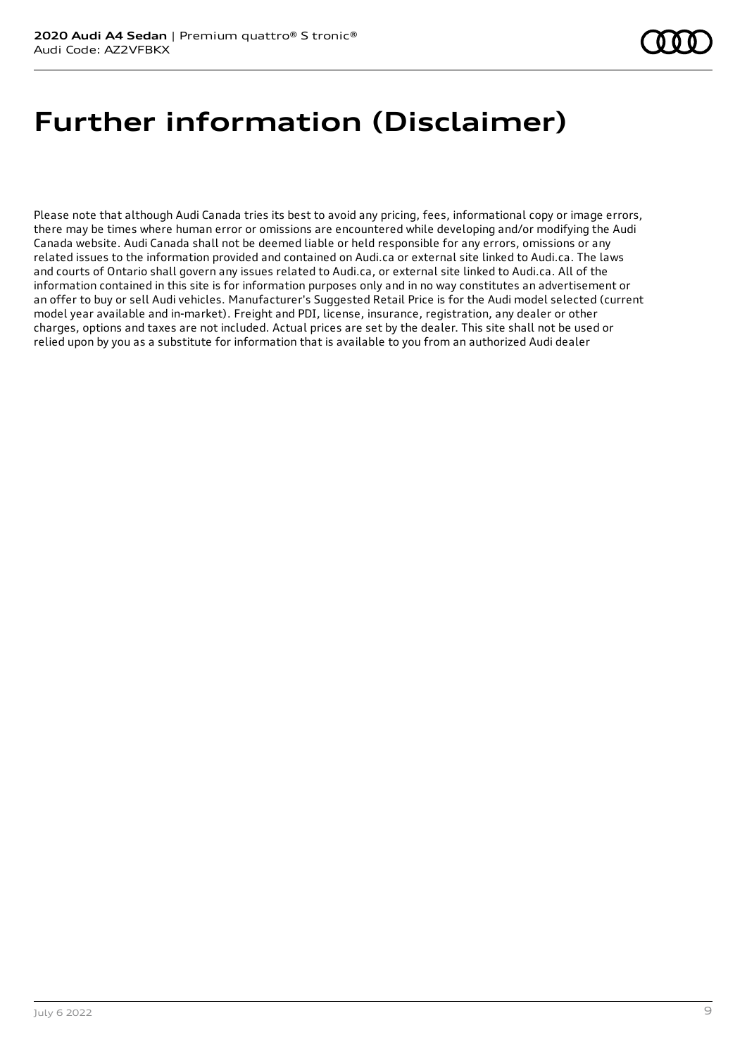# Further information (Disclaimer)

Please note that although Audi Canada tries its best to avoid any pricing, fees, informational copy or image errors, there may be times where human error or omissions are encountered while developing and/or modifying the Audi Canada website. Audi Canada shall not be deemed liable or held responsible for any errors, omissions or any related issues to the information provided and contained on Audi.ca or external site linked to Audi.ca. The laws and courts of Ontario shall govern any issues related to Audi.ca, or external site linked to Audi.ca. All of the information contained in this site is for information purposes only and in no way constitutes an advertisement or an offer to buy or sell Audi vehicles. Manufacturer's Suggested Retail Price is for the Audi model selected (current model year available and in-market). Freight and PDI, license, insurance, registration, any dealer or other charges, options and taxes are not included. Actual prices are set by the dealer. This site shall not be used or relied upon by you as a substitute for information that is available to you from an authorized Audi dealer